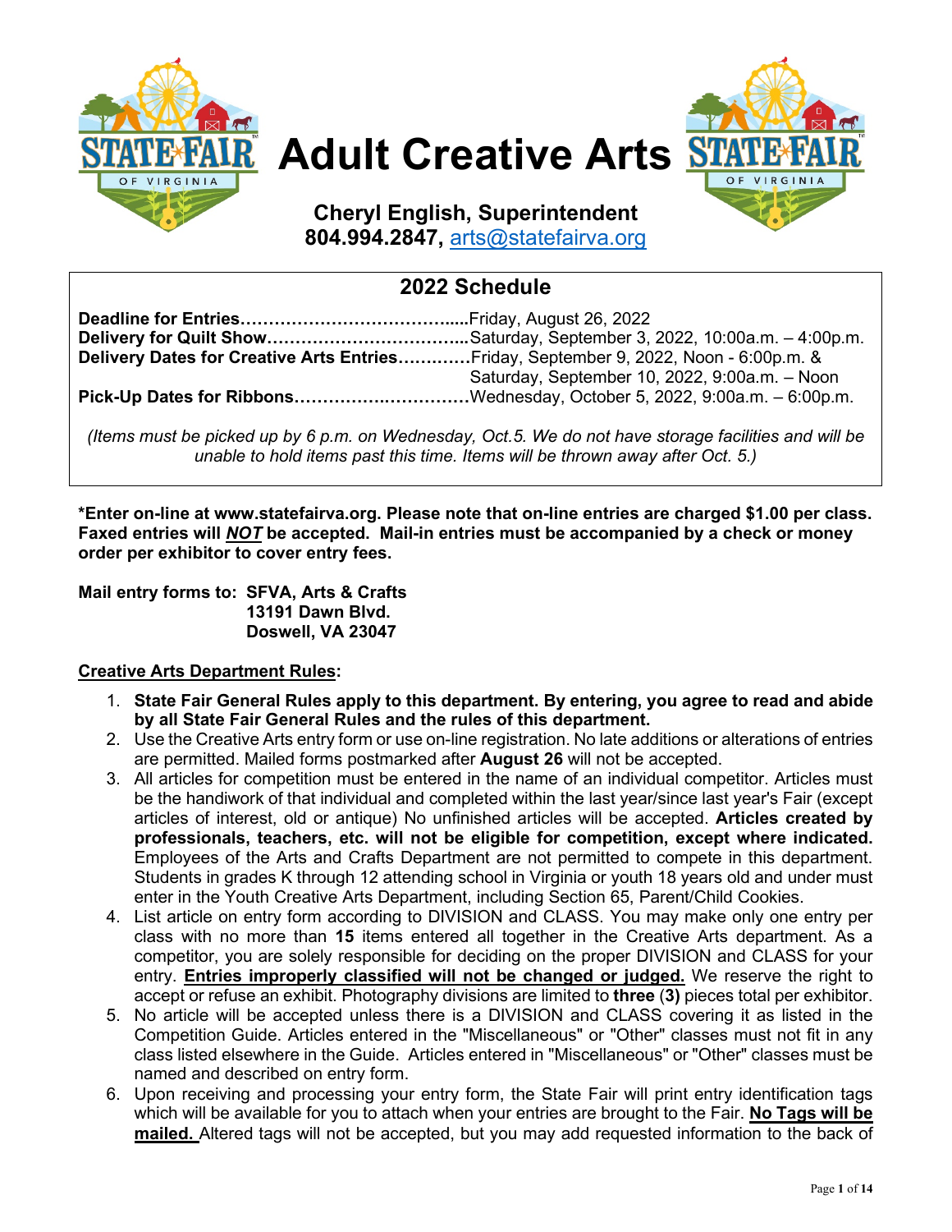# Adult Creative Arts

**Cheryl English, Superintendent**
**804.994.2847,** arts@statefairva.org

## 2022 Schedule

**Deadline for Entries…………………………………....**Friday, August 26, 2022
**Delivery for Quilt Show……………………………....**Saturday, September 3, 2022, 10:00a.m. – 4:00p.m.
**Delivery Dates for Creative Arts Entries…………**Friday, September 9, 2022, Noon - 6:00p.m. &
Saturday, September 10, 2022, 9:00a.m. – Noon
**Pick-Up Dates for Ribbons…………….…………**Wednesday, October 5, 2022, 9:00a.m. – 6:00p.m.

*(Items must be picked up by 6 p.m. on Wednesday, Oct.5. We do not have storage facilities and will be unable to hold items past this time. Items will be thrown away after Oct. 5.)*

**\*Enter on-line at www.statefairva.org. Please note that on-line entries are charged $1.00 per class. Faxed entries will *NOT* be accepted. Mail-in entries must be accompanied by a check or money order per exhibitor to cover entry fees.**

**Mail entry forms to: SFVA, Arts & Crafts**
**13191 Dawn Blvd.**
**Doswell, VA 23047**

**Creative Arts Department Rules:**

1. **State Fair General Rules apply to this department. By entering, you agree to read and abide by all State Fair General Rules and the rules of this department.**
2. Use the Creative Arts entry form or use on-line registration. No late additions or alterations of entries are permitted. Mailed forms postmarked after **August 26** will not be accepted.
3. All articles for competition must be entered in the name of an individual competitor. Articles must be the handiwork of that individual and completed within the last year/since last year's Fair (except articles of interest, old or antique) No unfinished articles will be accepted. **Articles created by professionals, teachers, etc. will not be eligible for competition, except where indicated.** Employees of the Arts and Crafts Department are not permitted to compete in this department. Students in grades K through 12 attending school in Virginia or youth 18 years old and under must enter in the Youth Creative Arts Department, including Section 65, Parent/Child Cookies.
4. List article on entry form according to DIVISION and CLASS. You may make only one entry per class with no more than **15** items entered all together in the Creative Arts department. As a competitor, you are solely responsible for deciding on the proper DIVISION and CLASS for your entry. **Entries improperly classified will not be changed or judged.** We reserve the right to accept or refuse an exhibit. Photography divisions are limited to **three** (**3)** pieces total per exhibitor.
5. No article will be accepted unless there is a DIVISION and CLASS covering it as listed in the Competition Guide. Articles entered in the "Miscellaneous" or "Other" classes must not fit in any class listed elsewhere in the Guide. Articles entered in "Miscellaneous" or "Other" classes must be named and described on entry form.
6. Upon receiving and processing your entry form, the State Fair will print entry identification tags which will be available for you to attach when your entries are brought to the Fair. **No Tags will be mailed.** Altered tags will not be accepted, but you may add requested information to the back of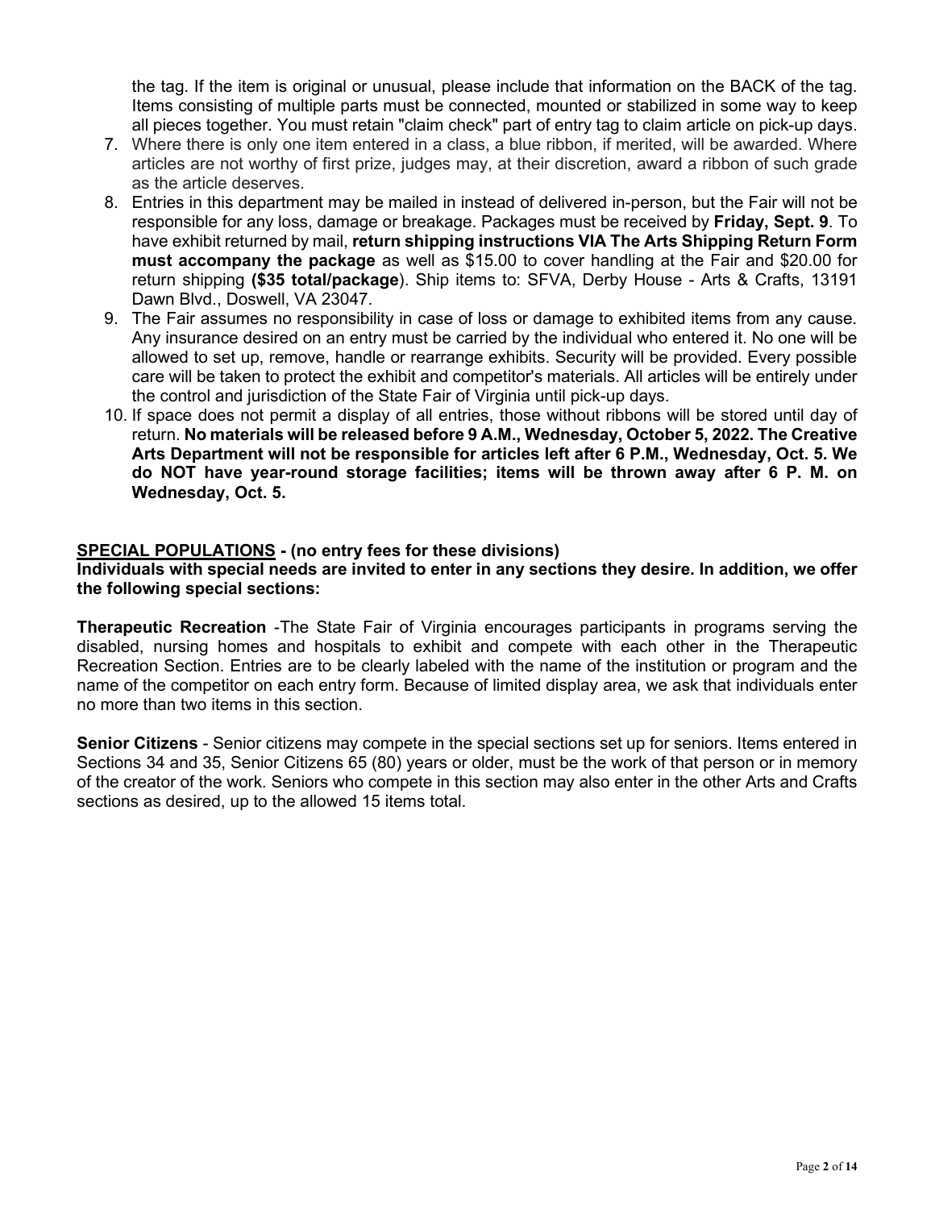the tag. If the item is original or unusual, please include that information on the BACK of the tag. Items consisting of multiple parts must be connected, mounted or stabilized in some way to keep all pieces together. You must retain "claim check" part of entry tag to claim article on pick-up days.

7. Where there is only one item entered in a class, a blue ribbon, if merited, will be awarded. Where articles are not worthy of first prize, judges may, at their discretion, award a ribbon of such grade as the article deserves.
8. Entries in this department may be mailed in instead of delivered in-person, but the Fair will not be responsible for any loss, damage or breakage. Packages must be received by **Friday, Sept. 9**. To have exhibit returned by mail, **return shipping instructions VIA The Arts Shipping Return Form must accompany the package** as well as $15.00 to cover handling at the Fair and $20.00 for return shipping **($35 total/package**). Ship items to: SFVA, Derby House - Arts & Crafts, 13191 Dawn Blvd., Doswell, VA 23047.
9. The Fair assumes no responsibility in case of loss or damage to exhibited items from any cause. Any insurance desired on an entry must be carried by the individual who entered it. No one will be allowed to set up, remove, handle or rearrange exhibits. Security will be provided. Every possible care will be taken to protect the exhibit and competitor's materials. All articles will be entirely under the control and jurisdiction of the State Fair of Virginia until pick-up days.
10. If space does not permit a display of all entries, those without ribbons will be stored until day of return. **No materials will be released before 9 A.M., Wednesday, October 5, 2022. The Creative Arts Department will not be responsible for articles left after 6 P.M., Wednesday, Oct. 5. We do NOT have year-round storage facilities; items will be thrown away after 6 P. M. on Wednesday, Oct. 5.**

**SPECIAL POPULATIONS - (no entry fees for these divisions)**

**Individuals with special needs are invited to enter in any sections they desire. In addition, we offer the following special sections:**

**Therapeutic Recreation** -The State Fair of Virginia encourages participants in programs serving the disabled, nursing homes and hospitals to exhibit and compete with each other in the Therapeutic Recreation Section. Entries are to be clearly labeled with the name of the institution or program and the name of the competitor on each entry form. Because of limited display area, we ask that individuals enter no more than two items in this section.

**Senior Citizens** - Senior citizens may compete in the special sections set up for seniors. Items entered in Sections 34 and 35, Senior Citizens 65 (80) years or older, must be the work of that person or in memory of the creator of the work. Seniors who compete in this section may also enter in the other Arts and Crafts sections as desired, up to the allowed 15 items total.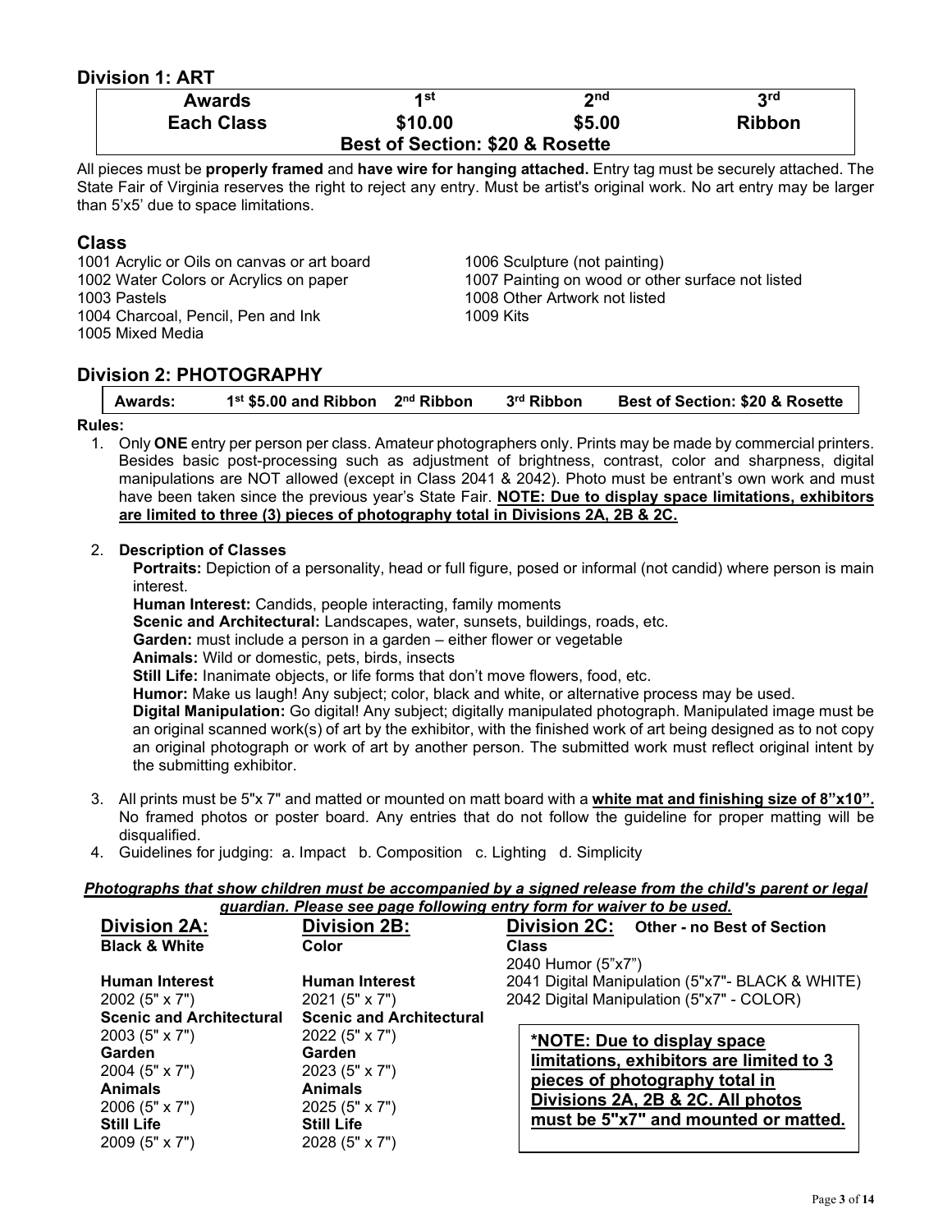## Division 1: ART

| Awards | 1st | 2nd | 3rd |
|---|---|---|---|
| Each Class | $10.00 | $5.00 | Ribbon |
| | Best of Section: $20 & Rosette | | |

All pieces must be **properly framed** and **have wire for hanging attached.** Entry tag must be securely attached. The State Fair of Virginia reserves the right to reject any entry. Must be artist's original work. No art entry may be larger than 5'x5' due to space limitations.

### Class

1001 Acrylic or Oils on canvas or art board
1002 Water Colors or Acrylics on paper
1003 Pastels
1004 Charcoal, Pencil, Pen and Ink
1005 Mixed Media
1006 Sculpture (not painting)
1007 Painting on wood or other surface not listed
1008 Other Artwork not listed
1009 Kits

## Division 2: PHOTOGRAPHY

| Awards: | 1st $5.00 and Ribbon | 2nd Ribbon | 3rd Ribbon | Best of Section: $20 & Rosette |
|---|---|---|---|---|

**Rules:**

1. Only **ONE** entry per person per class. Amateur photographers only. Prints may be made by commercial printers. Besides basic post-processing such as adjustment of brightness, contrast, color and sharpness, digital manipulations are NOT allowed (except in Class 2041 & 2042). Photo must be entrant's own work and must have been taken since the previous year's State Fair. **NOTE: Due to display space limitations, exhibitors are limited to three (3) pieces of photography total in Divisions 2A, 2B & 2C.**

2. **Description of Classes**

   **Portraits:** Depiction of a personality, head or full figure, posed or informal (not candid) where person is main interest.
   **Human Interest:** Candids, people interacting, family moments
   **Scenic and Architectural:** Landscapes, water, sunsets, buildings, roads, etc.
   **Garden:** must include a person in a garden – either flower or vegetable
   **Animals:** Wild or domestic, pets, birds, insects
   **Still Life:** Inanimate objects, or life forms that don't move flowers, food, etc.
   **Humor:** Make us laugh! Any subject; color, black and white, or alternative process may be used.
   **Digital Manipulation:** Go digital! Any subject; digitally manipulated photograph. Manipulated image must be an original scanned work(s) of art by the exhibitor, with the finished work of art being designed as to not copy an original photograph or work of art by another person. The submitted work must reflect original intent by the submitting exhibitor.

3. All prints must be 5"x 7" and matted or mounted on matt board with a **white mat and finishing size of 8"x10".** No framed photos or poster board. Any entries that do not follow the guideline for proper matting will be disqualified.

4. Guidelines for judging: a. Impact b. Composition c. Lighting d. Simplicity

***Photographs that show children must be accompanied by a signed release from the child's parent or legal guardian. Please see page following entry form for waiver to be used.***

### Division 2A: Black & White

**Human Interest**
2002 (5" x 7")
**Scenic and Architectural**
2003 (5" x 7")
**Garden**
2004 (5" x 7")
**Animals**
2006 (5" x 7")
**Still Life**
2009 (5" x 7")

### Division 2B: Color

**Human Interest**
2021 (5" x 7")
**Scenic and Architectural**
2022 (5" x 7")
**Garden**
2023 (5" x 7")
**Animals**
2025 (5" x 7")
**Still Life**
2028 (5" x 7")

### Division 2C: Other - no Best of Section

**Class**
2040 Humor (5"x7")
2041 Digital Manipulation (5"x7"- BLACK & WHITE)
2042 Digital Manipulation (5"x7" - COLOR)

**\*NOTE: Due to display space limitations, exhibitors are limited to 3 pieces of photography total in Divisions 2A, 2B & 2C. All photos must be 5"x7" and mounted or matted.**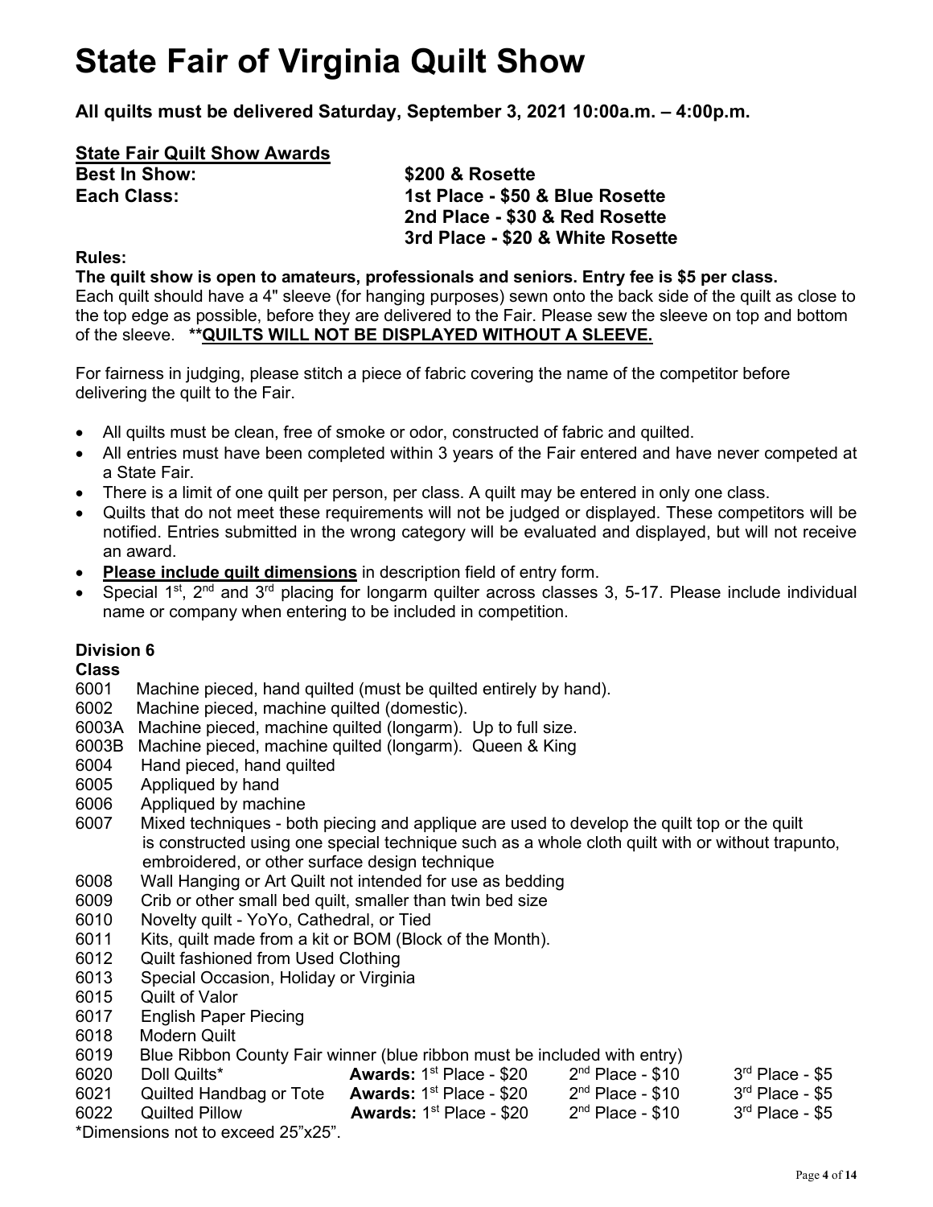# State Fair of Virginia Quilt Show

**All quilts must be delivered Saturday, September 3, 2021 10:00a.m. – 4:00p.m.**

**State Fair Quilt Show Awards**

**Best In Show:** **$200 & Rosette**

**Each Class:**
**1st Place - $50 & Blue Rosette**
**2nd Place - $30 & Red Rosette**
**3rd Place - $20 & White Rosette**

**Rules:**

**The quilt show is open to amateurs, professionals and seniors. Entry fee is $5 per class.**
Each quilt should have a 4" sleeve (for hanging purposes) sewn onto the back side of the quilt as close to the top edge as possible, before they are delivered to the Fair. Please sew the sleeve on top and bottom of the sleeve. **\*\*QUILTS WILL NOT BE DISPLAYED WITHOUT A SLEEVE.**

For fairness in judging, please stitch a piece of fabric covering the name of the competitor before delivering the quilt to the Fair.

- All quilts must be clean, free of smoke or odor, constructed of fabric and quilted.
- All entries must have been completed within 3 years of the Fair entered and have never competed at a State Fair.
- There is a limit of one quilt per person, per class. A quilt may be entered in only one class.
- Quilts that do not meet these requirements will not be judged or displayed. These competitors will be notified. Entries submitted in the wrong category will be evaluated and displayed, but will not receive an award.
- **Please include quilt dimensions** in description field of entry form.
- Special 1st, 2nd and 3rd placing for longarm quilter across classes 3, 5-17. Please include individual name or company when entering to be included in competition.

**Division 6**

**Class**

6001 Machine pieced, hand quilted (must be quilted entirely by hand).
6002 Machine pieced, machine quilted (domestic).
6003A Machine pieced, machine quilted (longarm). Up to full size.
6003B Machine pieced, machine quilted (longarm). Queen & King
6004 Hand pieced, hand quilted
6005 Appliqued by hand
6006 Appliqued by machine
6007 Mixed techniques - both piecing and applique are used to develop the quilt top or the quilt is constructed using one special technique such as a whole cloth quilt with or without trapunto, embroidered, or other surface design technique
6008 Wall Hanging or Art Quilt not intended for use as bedding
6009 Crib or other small bed quilt, smaller than twin bed size
6010 Novelty quilt - YoYo, Cathedral, or Tied
6011 Kits, quilt made from a kit or BOM (Block of the Month).
6012 Quilt fashioned from Used Clothing
6013 Special Occasion, Holiday or Virginia
6015 Quilt of Valor
6017 English Paper Piecing
6018 Modern Quilt
6019 Blue Ribbon County Fair winner (blue ribbon must be included with entry)
6020 Doll Quilts* **Awards:** 1st Place - $20 2nd Place - $10 3rd Place - $5
6021 Quilted Handbag or Tote **Awards:** 1st Place - $20 2nd Place - $10 3rd Place - $5
6022 Quilted Pillow **Awards:** 1st Place - $20 2nd Place - $10 3rd Place - $5

*Dimensions not to exceed 25"x25".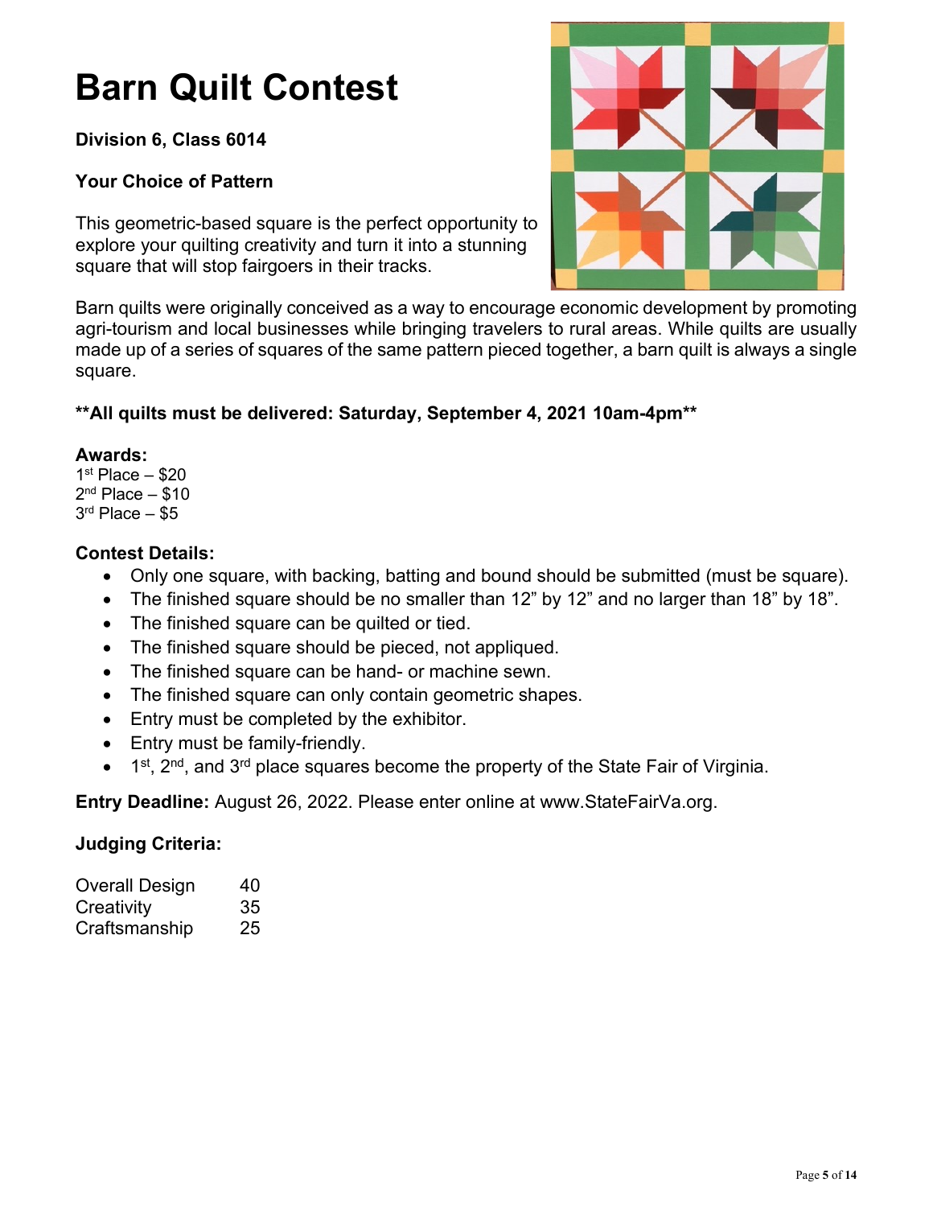# Barn Quilt Contest

**Division 6, Class 6014**

**Your Choice of Pattern**

This geometric-based square is the perfect opportunity to explore your quilting creativity and turn it into a stunning square that will stop fairgoers in their tracks.

Barn quilts were originally conceived as a way to encourage economic development by promoting agri-tourism and local businesses while bringing travelers to rural areas. While quilts are usually made up of a series of squares of the same pattern pieced together, a barn quilt is always a single square.

**\*\*All quilts must be delivered: Saturday, September 4, 2021 10am-4pm\*\***

**Awards:**
1st Place – $20
2nd Place – $10
3rd Place – $5

**Contest Details:**

- Only one square, with backing, batting and bound should be submitted (must be square).
- The finished square should be no smaller than 12" by 12" and no larger than 18" by 18".
- The finished square can be quilted or tied.
- The finished square should be pieced, not appliqued.
- The finished square can be hand- or machine sewn.
- The finished square can only contain geometric shapes.
- Entry must be completed by the exhibitor.
- Entry must be family-friendly.
- 1st, 2nd, and 3rd place squares become the property of the State Fair of Virginia.

**Entry Deadline:** August 26, 2022. Please enter online at www.StateFairVa.org.

**Judging Criteria:**

| | |
|---|---|
| Overall Design | 40 |
| Creativity | 35 |
| Craftsmanship | 25 |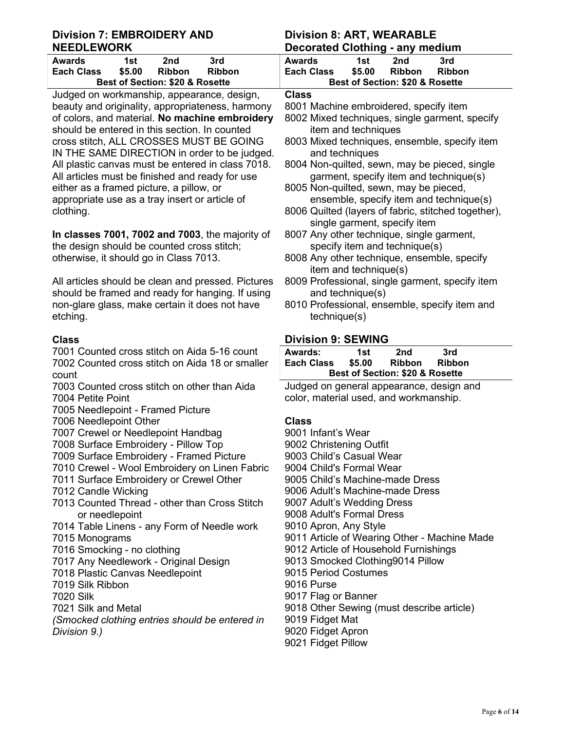## Division 7: EMBROIDERY AND NEEDLEWORK

| Awards | 1st | 2nd | 3rd |
|---|---|---|---|
| Each Class | $5.00 | Ribbon | Ribbon |
| Best of Section: $20 & Rosette | | | |

Judged on workmanship, appearance, design, beauty and originality, appropriateness, harmony of colors, and material. **No machine embroidery** should be entered in this section. In counted cross stitch, ALL CROSSES MUST BE GOING IN THE SAME DIRECTION in order to be judged. All plastic canvas must be entered in class 7018. All articles must be finished and ready for use either as a framed picture, a pillow, or appropriate use as a tray insert or article of clothing.

**In classes 7001, 7002 and 7003**, the majority of the design should be counted cross stitch; otherwise, it should go in Class 7013.

All articles should be clean and pressed. Pictures should be framed and ready for hanging. If using non-glare glass, make certain it does not have etching.

**Class**

7001 Counted cross stitch on Aida 5-16 count
7002 Counted cross stitch on Aida 18 or smaller count
7003 Counted cross stitch on other than Aida
7004 Petite Point
7005 Needlepoint - Framed Picture
7006 Needlepoint Other
7007 Crewel or Needlepoint Handbag
7008 Surface Embroidery - Pillow Top
7009 Surface Embroidery - Framed Picture
7010 Crewel - Wool Embroidery on Linen Fabric
7011 Surface Embroidery or Crewel Other
7012 Candle Wicking
7013 Counted Thread - other than Cross Stitch or needlepoint
7014 Table Linens - any Form of Needle work
7015 Monograms
7016 Smocking - no clothing
7017 Any Needlework - Original Design
7018 Plastic Canvas Needlepoint
7019 Silk Ribbon
7020 Silk
7021 Silk and Metal

*(Smocked clothing entries should be entered in Division 9.)*

## Division 8: ART, WEARABLE Decorated Clothing - any medium

| Awards | 1st | 2nd | 3rd |
|---|---|---|---|
| Each Class | $5.00 | Ribbon | Ribbon |
| Best of Section: $20 & Rosette | | | |

**Class**

8001 Machine embroidered, specify item
8002 Mixed techniques, single garment, specify item and techniques
8003 Mixed techniques, ensemble, specify item and techniques
8004 Non-quilted, sewn, may be pieced, single garment, specify item and technique(s)
8005 Non-quilted, sewn, may be pieced, ensemble, specify item and technique(s)
8006 Quilted (layers of fabric, stitched together), single garment, specify item
8007 Any other technique, single garment, specify item and technique(s)
8008 Any other technique, ensemble, specify item and technique(s)
8009 Professional, single garment, specify item and technique(s)
8010 Professional, ensemble, specify item and technique(s)

## Division 9: SEWING

| Awards: | 1st | 2nd | 3rd |
|---|---|---|---|
| Each Class | $5.00 | Ribbon | Ribbon |
| Best of Section: $20 & Rosette | | | |

Judged on general appearance, design and color, material used, and workmanship.

**Class**

9001 Infant's Wear
9002 Christening Outfit
9003 Child's Casual Wear
9004 Child's Formal Wear
9005 Child's Machine-made Dress
9006 Adult's Machine-made Dress
9007 Adult's Wedding Dress
9008 Adult's Formal Dress
9010 Apron, Any Style
9011 Article of Wearing Other - Machine Made
9012 Article of Household Furnishings
9013 Smocked Clothing9014 Pillow
9015 Period Costumes
9016 Purse
9017 Flag or Banner
9018 Other Sewing (must describe article)
9019 Fidget Mat
9020 Fidget Apron
9021 Fidget Pillow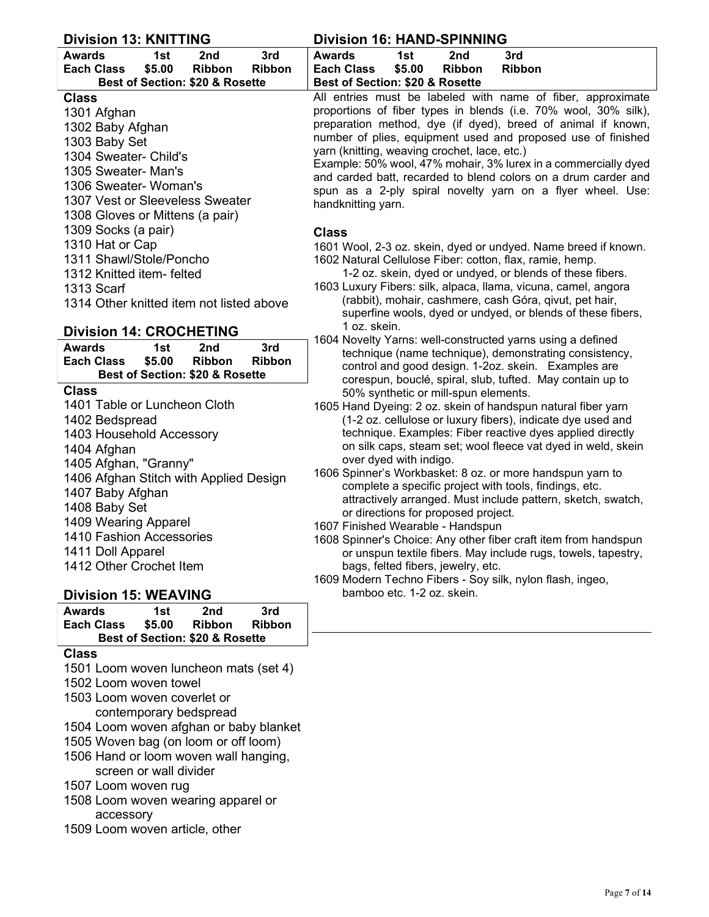## Division 13: KNITTING

| Awards | 1st | 2nd | 3rd |
|---|---|---|---|
| Each Class | $5.00 | Ribbon | Ribbon |
| Best of Section: $20 & Rosette | | | |

**Class**

1301 Afghan
1302 Baby Afghan
1303 Baby Set
1304 Sweater- Child's
1305 Sweater- Man's
1306 Sweater- Woman's
1307 Vest or Sleeveless Sweater
1308 Gloves or Mittens (a pair)
1309 Socks (a pair)
1310 Hat or Cap
1311 Shawl/Stole/Poncho
1312 Knitted item- felted
1313 Scarf
1314 Other knitted item not listed above

## Division 14: CROCHETING

| Awards | 1st | 2nd | 3rd |
|---|---|---|---|
| Each Class | $5.00 | Ribbon | Ribbon |
| Best of Section: $20 & Rosette | | | |

**Class**

1401 Table or Luncheon Cloth
1402 Bedspread
1403 Household Accessory
1404 Afghan
1405 Afghan, "Granny"
1406 Afghan Stitch with Applied Design
1407 Baby Afghan
1408 Baby Set
1409 Wearing Apparel
1410 Fashion Accessories
1411 Doll Apparel
1412 Other Crochet Item

## Division 15: WEAVING

| Awards | 1st | 2nd | 3rd |
|---|---|---|---|
| Each Class | $5.00 | Ribbon | Ribbon |
| Best of Section: $20 & Rosette | | | |

**Class**

1501 Loom woven luncheon mats (set 4)
1502 Loom woven towel
1503 Loom woven coverlet or contemporary bedspread
1504 Loom woven afghan or baby blanket
1505 Woven bag (on loom or off loom)
1506 Hand or loom woven wall hanging, screen or wall divider
1507 Loom woven rug
1508 Loom woven wearing apparel or accessory
1509 Loom woven article, other

## Division 16: HAND-SPINNING

| Awards | 1st | 2nd | 3rd |
|---|---|---|---|
| Each Class | $5.00 | Ribbon | Ribbon |
| Best of Section: $20 & Rosette | | | |

All entries must be labeled with name of fiber, approximate proportions of fiber types in blends (i.e. 70% wool, 30% silk), preparation method, dye (if dyed), breed of animal if known, number of plies, equipment used and proposed use of finished yarn (knitting, weaving crochet, lace, etc.)
Example: 50% wool, 47% mohair, 3% lurex in a commercially dyed and carded batt, recarded to blend colors on a drum carder and spun as a 2-ply spiral novelty yarn on a flyer wheel. Use: handknitting yarn.

**Class**

1601 Wool, 2-3 oz. skein, dyed or undyed. Name breed if known.
1602 Natural Cellulose Fiber: cotton, flax, ramie, hemp. 1-2 oz. skein, dyed or undyed, or blends of these fibers.
1603 Luxury Fibers: silk, alpaca, llama, vicuna, camel, angora (rabbit), mohair, cashmere, cash Góra, qivut, pet hair, superfine wools, dyed or undyed, or blends of these fibers, 1 oz. skein.
1604 Novelty Yarns: well-constructed yarns using a defined technique (name technique), demonstrating consistency, control and good design. 1-2oz. skein. Examples are corespun, bouclé, spiral, slub, tufted. May contain up to 50% synthetic or mill-spun elements.
1605 Hand Dyeing: 2 oz. skein of handspun natural fiber yarn (1-2 oz. cellulose or luxury fibers), indicate dye used and technique. Examples: Fiber reactive dyes applied directly on silk caps, steam set; wool fleece vat dyed in weld, skein over dyed with indigo.
1606 Spinner's Workbasket: 8 oz. or more handspun yarn to complete a specific project with tools, findings, etc. attractively arranged. Must include pattern, sketch, swatch, or directions for proposed project.
1607 Finished Wearable - Handspun
1608 Spinner's Choice: Any other fiber craft item from handspun or unspun textile fibers. May include rugs, towels, tapestry, bags, felted fibers, jewelry, etc.
1609 Modern Techno Fibers - Soy silk, nylon flash, ingeo, bamboo etc. 1-2 oz. skein.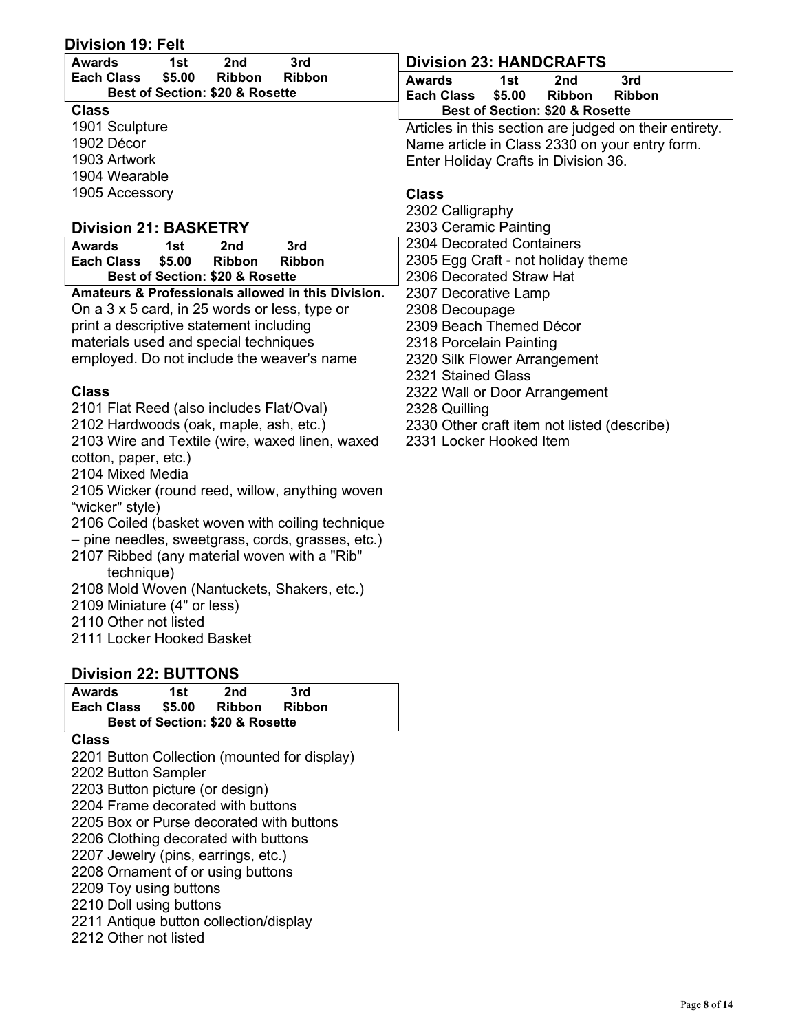## Division 19: Felt

| Awards | 1st | 2nd | 3rd |
|---|---|---|---|
| Each Class | $5.00 | Ribbon | Ribbon |
| Best of Section: $20 & Rosette | | | |

**Class**

1901 Sculpture
1902 Décor
1903 Artwork
1904 Wearable
1905 Accessory

## Division 21: BASKETRY

| Awards | 1st | 2nd | 3rd |
|---|---|---|---|
| Each Class | $5.00 | Ribbon | Ribbon |
| Best of Section: $20 & Rosette | | | |

**Amateurs & Professionals allowed in this Division.**
On a 3 x 5 card, in 25 words or less, type or print a descriptive statement including materials used and special techniques employed. Do not include the weaver's name

**Class**

2101 Flat Reed (also includes Flat/Oval)
2102 Hardwoods (oak, maple, ash, etc.)
2103 Wire and Textile (wire, waxed linen, waxed cotton, paper, etc.)
2104 Mixed Media
2105 Wicker (round reed, willow, anything woven "wicker" style)
2106 Coiled (basket woven with coiling technique – pine needles, sweetgrass, cords, grasses, etc.)
2107 Ribbed (any material woven with a "Rib" technique)
2108 Mold Woven (Nantuckets, Shakers, etc.)
2109 Miniature (4" or less)
2110 Other not listed
2111 Locker Hooked Basket

## Division 22: BUTTONS

| Awards | 1st | 2nd | 3rd |
|---|---|---|---|
| Each Class | $5.00 | Ribbon | Ribbon |
| Best of Section: $20 & Rosette | | | |

**Class**

2201 Button Collection (mounted for display)
2202 Button Sampler
2203 Button picture (or design)
2204 Frame decorated with buttons
2205 Box or Purse decorated with buttons
2206 Clothing decorated with buttons
2207 Jewelry (pins, earrings, etc.)
2208 Ornament of or using buttons
2209 Toy using buttons
2210 Doll using buttons
2211 Antique button collection/display
2212 Other not listed

## Division 23: HANDCRAFTS

| Awards | 1st | 2nd | 3rd |
|---|---|---|---|
| Each Class | $5.00 | Ribbon | Ribbon |
| Best of Section: $20 & Rosette | | | |

Articles in this section are judged on their entirety.
Name article in Class 2330 on your entry form.
Enter Holiday Crafts in Division 36.

**Class**

2302 Calligraphy
2303 Ceramic Painting
2304 Decorated Containers
2305 Egg Craft - not holiday theme
2306 Decorated Straw Hat
2307 Decorative Lamp
2308 Decoupage
2309 Beach Themed Décor
2318 Porcelain Painting
2320 Silk Flower Arrangement
2321 Stained Glass
2322 Wall or Door Arrangement
2328 Quilling
2330 Other craft item not listed (describe)
2331 Locker Hooked Item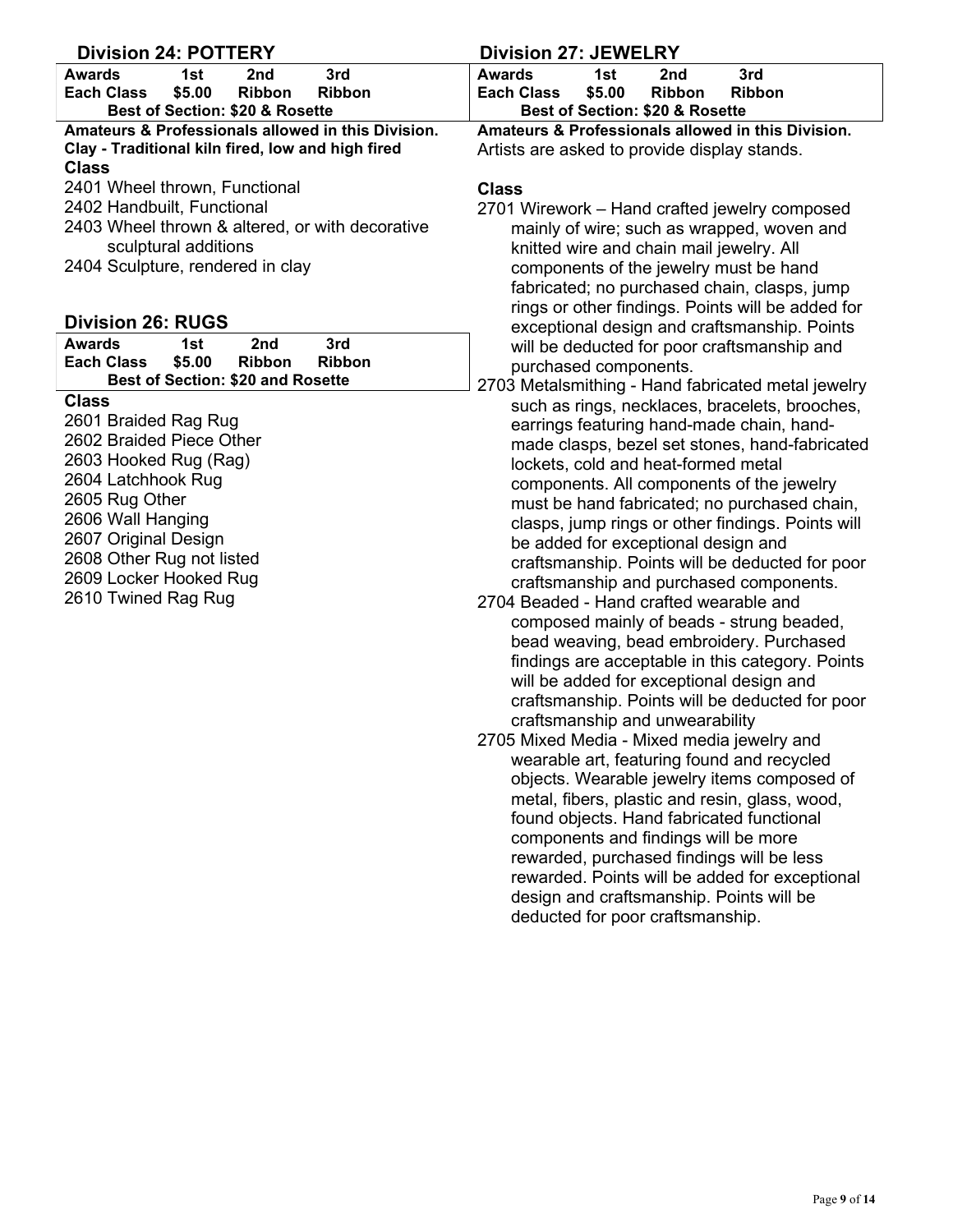## Division 24: POTTERY

| Awards | 1st | 2nd | 3rd |
| --- | --- | --- | --- |
| Each Class | $5.00 | Ribbon | Ribbon |
| Best of Section: $20 & Rosette | | | |

**Amateurs & Professionals allowed in this Division.**

**Clay - Traditional kiln fired, low and high fired**

**Class**

2401 Wheel thrown, Functional
2402 Handbuilt, Functional
2403 Wheel thrown & altered, or with decorative sculptural additions
2404 Sculpture, rendered in clay

## Division 26: RUGS

| Awards | 1st | 2nd | 3rd |
| --- | --- | --- | --- |
| Each Class | $5.00 | Ribbon | Ribbon |
| Best of Section: $20 and Rosette | | | |

**Class**

2601 Braided Rag Rug
2602 Braided Piece Other
2603 Hooked Rug (Rag)
2604 Latchhook Rug
2605 Rug Other
2606 Wall Hanging
2607 Original Design
2608 Other Rug not listed
2609 Locker Hooked Rug
2610 Twined Rag Rug

## Division 27: JEWELRY

| Awards | 1st | 2nd | 3rd |
| --- | --- | --- | --- |
| Each Class | $5.00 | Ribbon | Ribbon |
| Best of Section: $20 & Rosette | | | |

**Amateurs & Professionals allowed in this Division.**

Artists are asked to provide display stands.

**Class**

2701 Wirework – Hand crafted jewelry composed mainly of wire; such as wrapped, woven and knitted wire and chain mail jewelry. All components of the jewelry must be hand fabricated; no purchased chain, clasps, jump rings or other findings. Points will be added for exceptional design and craftsmanship. Points will be deducted for poor craftsmanship and purchased components.

2703 Metalsmithing - Hand fabricated metal jewelry such as rings, necklaces, bracelets, brooches, earrings featuring hand-made chain, hand-made clasps, bezel set stones, hand-fabricated lockets, cold and heat-formed metal components. All components of the jewelry must be hand fabricated; no purchased chain, clasps, jump rings or other findings. Points will be added for exceptional design and craftsmanship. Points will be deducted for poor craftsmanship and purchased components.

2704 Beaded - Hand crafted wearable and composed mainly of beads - strung beaded, bead weaving, bead embroidery. Purchased findings are acceptable in this category. Points will be added for exceptional design and craftsmanship. Points will be deducted for poor craftsmanship and unwearability

2705 Mixed Media - Mixed media jewelry and wearable art, featuring found and recycled objects. Wearable jewelry items composed of metal, fibers, plastic and resin, glass, wood, found objects. Hand fabricated functional components and findings will be more rewarded, purchased findings will be less rewarded. Points will be added for exceptional design and craftsmanship. Points will be deducted for poor craftsmanship.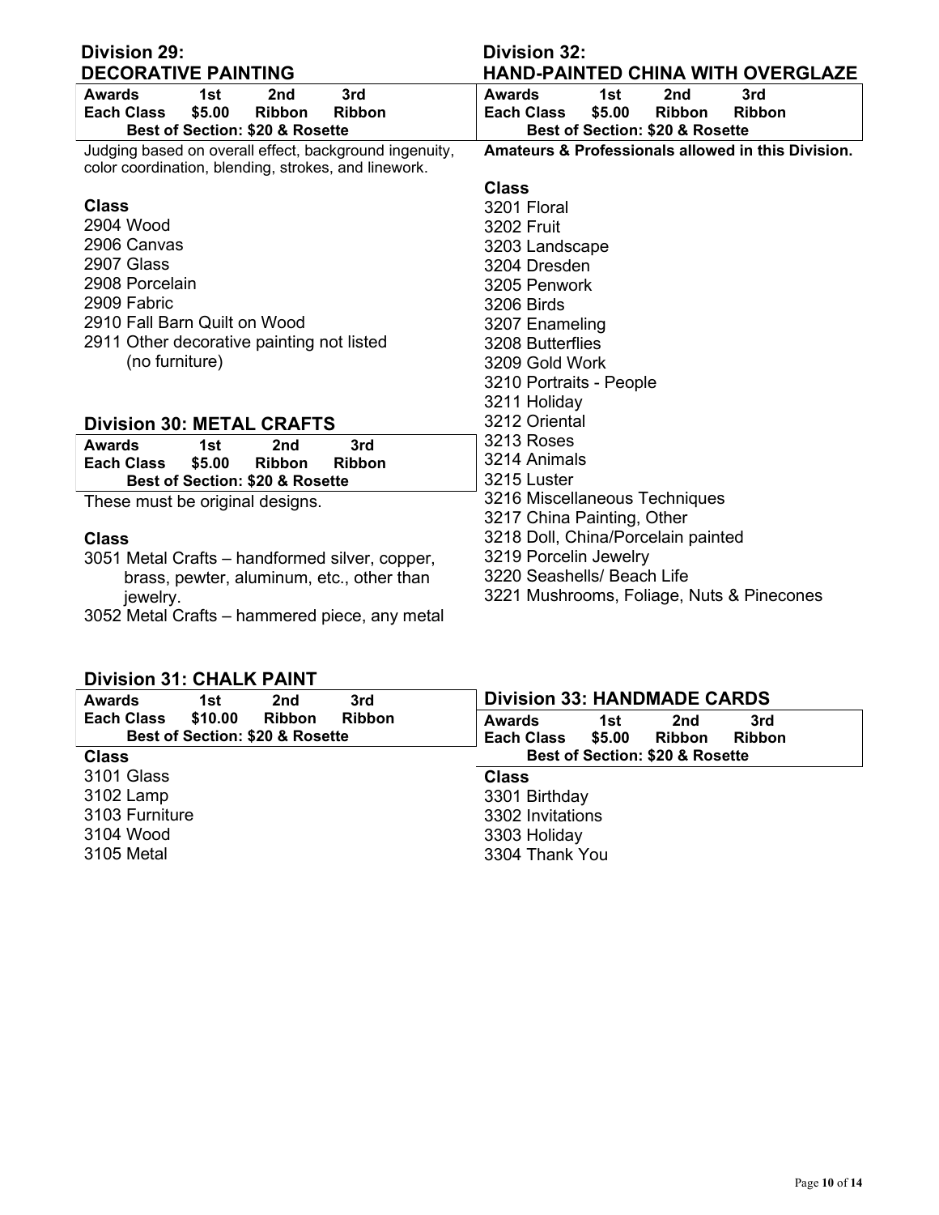## Division 29: DECORATIVE PAINTING

| Awards | 1st | 2nd | 3rd |
|---|---|---|---|
| Each Class | $5.00 | Ribbon | Ribbon |
| Best of Section: $20 & Rosette | | | |

Judging based on overall effect, background ingenuity, color coordination, blending, strokes, and linework.

**Class**

2904 Wood
2906 Canvas
2907 Glass
2908 Porcelain
2909 Fabric
2910 Fall Barn Quilt on Wood
2911 Other decorative painting not listed (no furniture)

## Division 30: METAL CRAFTS

| Awards | 1st | 2nd | 3rd |
|---|---|---|---|
| Each Class | $5.00 | Ribbon | Ribbon |
| Best of Section: $20 & Rosette | | | |

These must be original designs.

**Class**

3051 Metal Crafts – handformed silver, copper, brass, pewter, aluminum, etc., other than jewelry.
3052 Metal Crafts – hammered piece, any metal

## Division 31: CHALK PAINT

| Awards | 1st | 2nd | 3rd |
|---|---|---|---|
| Each Class | $10.00 | Ribbon | Ribbon |
| Best of Section: $20 & Rosette | | | |

**Class**

3101 Glass
3102 Lamp
3103 Furniture
3104 Wood
3105 Metal

## Division 32: HAND-PAINTED CHINA WITH OVERGLAZE

| Awards | 1st | 2nd | 3rd |
|---|---|---|---|
| Each Class | $5.00 | Ribbon | Ribbon |
| Best of Section: $20 & Rosette | | | |

**Amateurs & Professionals allowed in this Division.**

**Class**

3201 Floral
3202 Fruit
3203 Landscape
3204 Dresden
3205 Penwork
3206 Birds
3207 Enameling
3208 Butterflies
3209 Gold Work
3210 Portraits - People
3211 Holiday
3212 Oriental
3213 Roses
3214 Animals
3215 Luster
3216 Miscellaneous Techniques
3217 China Painting, Other
3218 Doll, China/Porcelain painted
3219 Porcelin Jewelry
3220 Seashells/ Beach Life
3221 Mushrooms, Foliage, Nuts & Pinecones

## Division 33: HANDMADE CARDS

| Awards | 1st | 2nd | 3rd |
|---|---|---|---|
| Each Class | $5.00 | Ribbon | Ribbon |
| Best of Section: $20 & Rosette | | | |

**Class**

3301 Birthday
3302 Invitations
3303 Holiday
3304 Thank You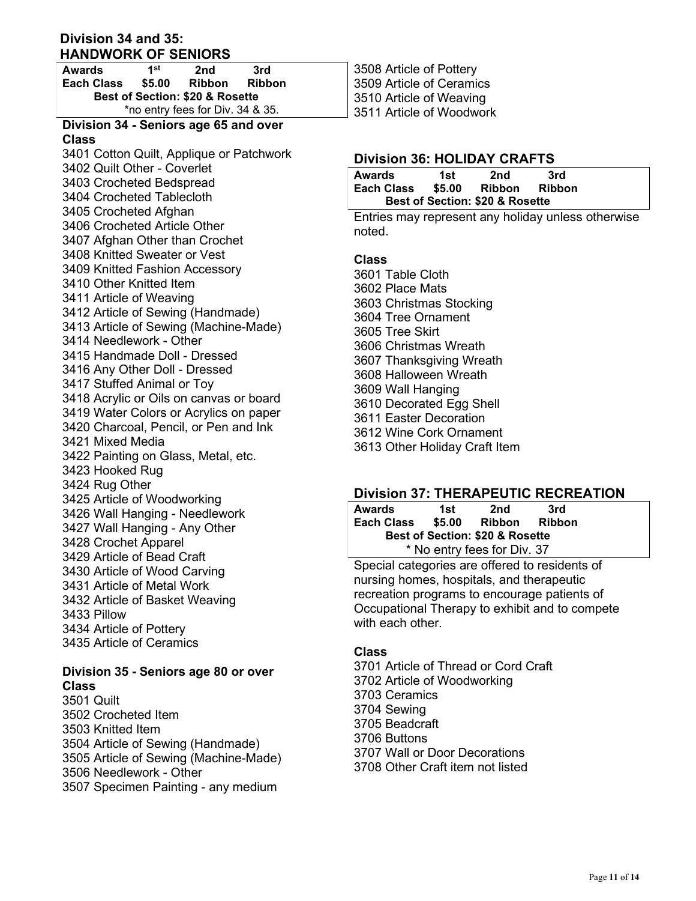## Division 34 and 35: HANDWORK OF SENIORS

| Awards | 1st | 2nd | 3rd |
|---|---|---|---|
| Each Class | $5.00 | Ribbon | Ribbon |
| **Best of Section: $20 & Rosette** | | | |
| *no entry fees for Div. 34 & 35. | | | |

### Division 34 - Seniors age 65 and over

**Class**

3401 Cotton Quilt, Applique or Patchwork
3402 Quilt Other - Coverlet
3403 Crocheted Bedspread
3404 Crocheted Tablecloth
3405 Crocheted Afghan
3406 Crocheted Article Other
3407 Afghan Other than Crochet
3408 Knitted Sweater or Vest
3409 Knitted Fashion Accessory
3410 Other Knitted Item
3411 Article of Weaving
3412 Article of Sewing (Handmade)
3413 Article of Sewing (Machine-Made)
3414 Needlework - Other
3415 Handmade Doll - Dressed
3416 Any Other Doll - Dressed
3417 Stuffed Animal or Toy
3418 Acrylic or Oils on canvas or board
3419 Water Colors or Acrylics on paper
3420 Charcoal, Pencil, or Pen and Ink
3421 Mixed Media
3422 Painting on Glass, Metal, etc.
3423 Hooked Rug
3424 Rug Other
3425 Article of Woodworking
3426 Wall Hanging - Needlework
3427 Wall Hanging - Any Other
3428 Crochet Apparel
3429 Article of Bead Craft
3430 Article of Wood Carving
3431 Article of Metal Work
3432 Article of Basket Weaving
3433 Pillow
3434 Article of Pottery
3435 Article of Ceramics

### Division 35 - Seniors age 80 or over

**Class**

3501 Quilt
3502 Crocheted Item
3503 Knitted Item
3504 Article of Sewing (Handmade)
3505 Article of Sewing (Machine-Made)
3506 Needlework - Other
3507 Specimen Painting - any medium
3508 Article of Pottery
3509 Article of Ceramics
3510 Article of Weaving
3511 Article of Woodwork

## Division 36: HOLIDAY CRAFTS

| Awards | 1st | 2nd | 3rd |
|---|---|---|---|
| Each Class | $5.00 | Ribbon | Ribbon |
| **Best of Section: $20 & Rosette** | | | |

Entries may represent any holiday unless otherwise noted.

**Class**

3601 Table Cloth
3602 Place Mats
3603 Christmas Stocking
3604 Tree Ornament
3605 Tree Skirt
3606 Christmas Wreath
3607 Thanksgiving Wreath
3608 Halloween Wreath
3609 Wall Hanging
3610 Decorated Egg Shell
3611 Easter Decoration
3612 Wine Cork Ornament
3613 Other Holiday Craft Item

## Division 37: THERAPEUTIC RECREATION

| Awards | 1st | 2nd | 3rd |
|---|---|---|---|
| Each Class | $5.00 | Ribbon | Ribbon |
| **Best of Section: $20 & Rosette** | | | |
| * No entry fees for Div. 37 | | | |

Special categories are offered to residents of nursing homes, hospitals, and therapeutic recreation programs to encourage patients of Occupational Therapy to exhibit and to compete with each other.

**Class**

3701 Article of Thread or Cord Craft
3702 Article of Woodworking
3703 Ceramics
3704 Sewing
3705 Beadcraft
3706 Buttons
3707 Wall or Door Decorations
3708 Other Craft item not listed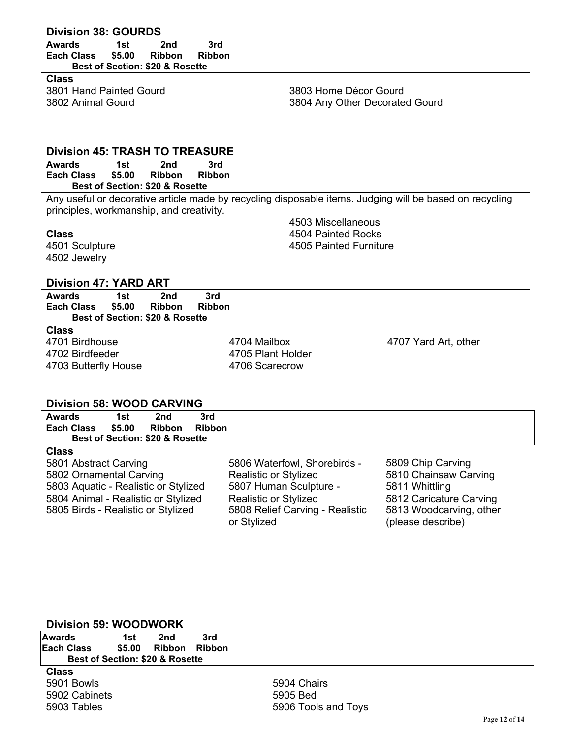## Division 38: GOURDS

| Awards | 1st | 2nd | 3rd |
|---|---|---|---|
| Each Class | $5.00 | Ribbon | Ribbon |

**Best of Section: $20 & Rosette**

**Class**

3801 Hand Painted Gourd
3802 Animal Gourd
3803 Home Décor Gourd
3804 Any Other Decorated Gourd

## Division 45: TRASH TO TREASURE

| Awards | 1st | 2nd | 3rd |
|---|---|---|---|
| Each Class | $5.00 | Ribbon | Ribbon |

**Best of Section: $20 & Rosette**

Any useful or decorative article made by recycling disposable items. Judging will be based on recycling principles, workmanship, and creativity.

**Class**

4501 Sculpture
4502 Jewelry
4503 Miscellaneous
4504 Painted Rocks
4505 Painted Furniture

## Division 47: YARD ART

| Awards | 1st | 2nd | 3rd |
|---|---|---|---|
| Each Class | $5.00 | Ribbon | Ribbon |

**Best of Section: $20 & Rosette**

**Class**

4701 Birdhouse
4702 Birdfeeder
4703 Butterfly House
4704 Mailbox
4705 Plant Holder
4706 Scarecrow
4707 Yard Art, other

## Division 58: WOOD CARVING

| Awards | 1st | 2nd | 3rd |
|---|---|---|---|
| Each Class | $5.00 | Ribbon | Ribbon |

**Best of Section: $20 & Rosette**

**Class**

5801 Abstract Carving
5802 Ornamental Carving
5803 Aquatic - Realistic or Stylized
5804 Animal - Realistic or Stylized
5805 Birds - Realistic or Stylized
5806 Waterfowl, Shorebirds - Realistic or Stylized
5807 Human Sculpture - Realistic or Stylized
5808 Relief Carving - Realistic or Stylized
5809 Chip Carving
5810 Chainsaw Carving
5811 Whittling
5812 Caricature Carving
5813 Woodcarving, other (please describe)

## Division 59: WOODWORK

| Awards | 1st | 2nd | 3rd |
|---|---|---|---|
| Each Class | $5.00 | Ribbon | Ribbon |

**Best of Section: $20 & Rosette**

**Class**

5901 Bowls
5902 Cabinets
5903 Tables
5904 Chairs
5905 Bed
5906 Tools and Toys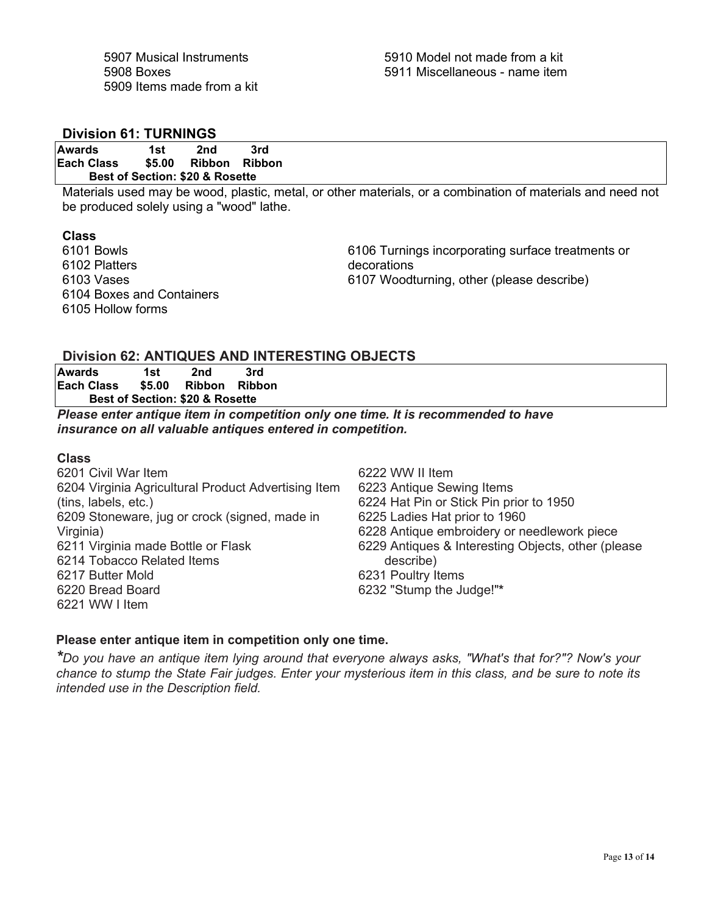5907 Musical Instruments
5908 Boxes
5909 Items made from a kit
5910 Model not made from a kit
5911 Miscellaneous - name item

## Division 61: TURNINGS

| Awards | 1st | 2nd | 3rd |
|---|---|---|---|
| Each Class | $5.00 | Ribbon | Ribbon |
| Best of Section: $20 & Rosette | | | |

Materials used may be wood, plastic, metal, or other materials, or a combination of materials and need not be produced solely using a "wood" lathe.

**Class**

6101 Bowls
6102 Platters
6103 Vases
6104 Boxes and Containers
6105 Hollow forms
6106 Turnings incorporating surface treatments or decorations
6107 Woodturning, other (please describe)

## Division 62: ANTIQUES AND INTERESTING OBJECTS

| Awards | 1st | 2nd | 3rd |
|---|---|---|---|
| Each Class | $5.00 | Ribbon | Ribbon |
| Best of Section: $20 & Rosette | | | |

***Please enter antique item in competition only one time. It is recommended to have insurance on all valuable antiques entered in competition.***

**Class**

6201 Civil War Item
6204 Virginia Agricultural Product Advertising Item (tins, labels, etc.)
6209 Stoneware, jug or crock (signed, made in Virginia)
6211 Virginia made Bottle or Flask
6214 Tobacco Related Items
6217 Butter Mold
6220 Bread Board
6221 WW I Item
6222 WW II Item
6223 Antique Sewing Items
6224 Hat Pin or Stick Pin prior to 1950
6225 Ladies Hat prior to 1960
6228 Antique embroidery or needlework piece
6229 Antiques & Interesting Objects, other (please describe)
6231 Poultry Items
6232 "Stump the Judge!"*

**Please enter antique item in competition only one time.**

*\*Do you have an antique item lying around that everyone always asks, "What's that for?"? Now's your chance to stump the State Fair judges. Enter your mysterious item in this class, and be sure to note its intended use in the Description field.*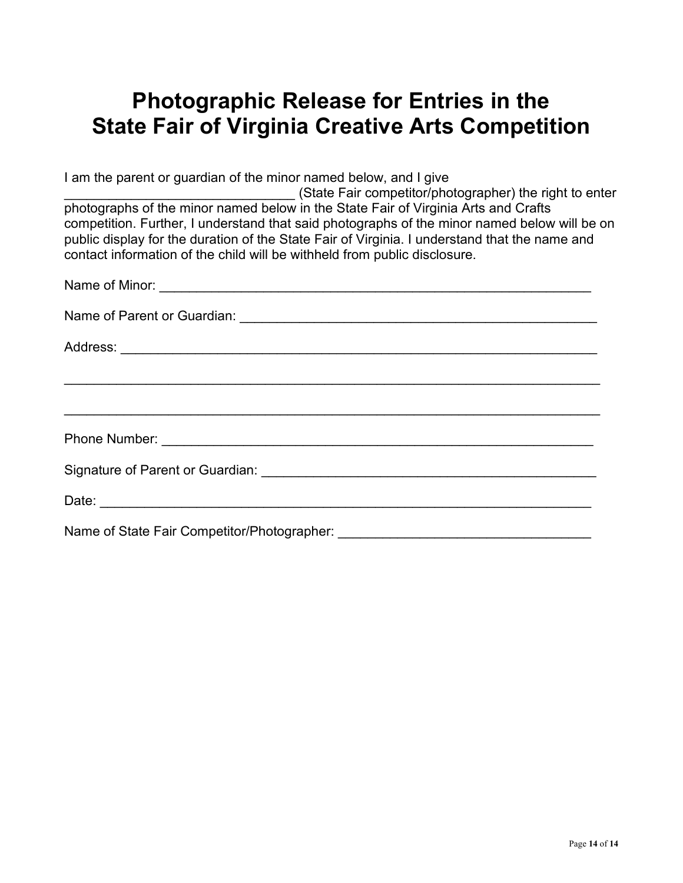# Photographic Release for Entries in the State Fair of Virginia Creative Arts Competition

I am the parent or guardian of the minor named below, and I give _______________________________ (State Fair competitor/photographer) the right to enter photographs of the minor named below in the State Fair of Virginia Arts and Crafts competition. Further, I understand that said photographs of the minor named below will be on public display for the duration of the State Fair of Virginia. I understand that the name and contact information of the child will be withheld from public disclosure.

Name of Minor: ____________________________________________________________

Name of Parent or Guardian: ___________________________________________________

Address: _________________________________________________________________

__________________________________________________________________________

__________________________________________________________________________

Phone Number: ____________________________________________________________

Signature of Parent or Guardian: _______________________________________________

Date: ____________________________________________________________________

Name of State Fair Competitor/Photographer: ____________________________________